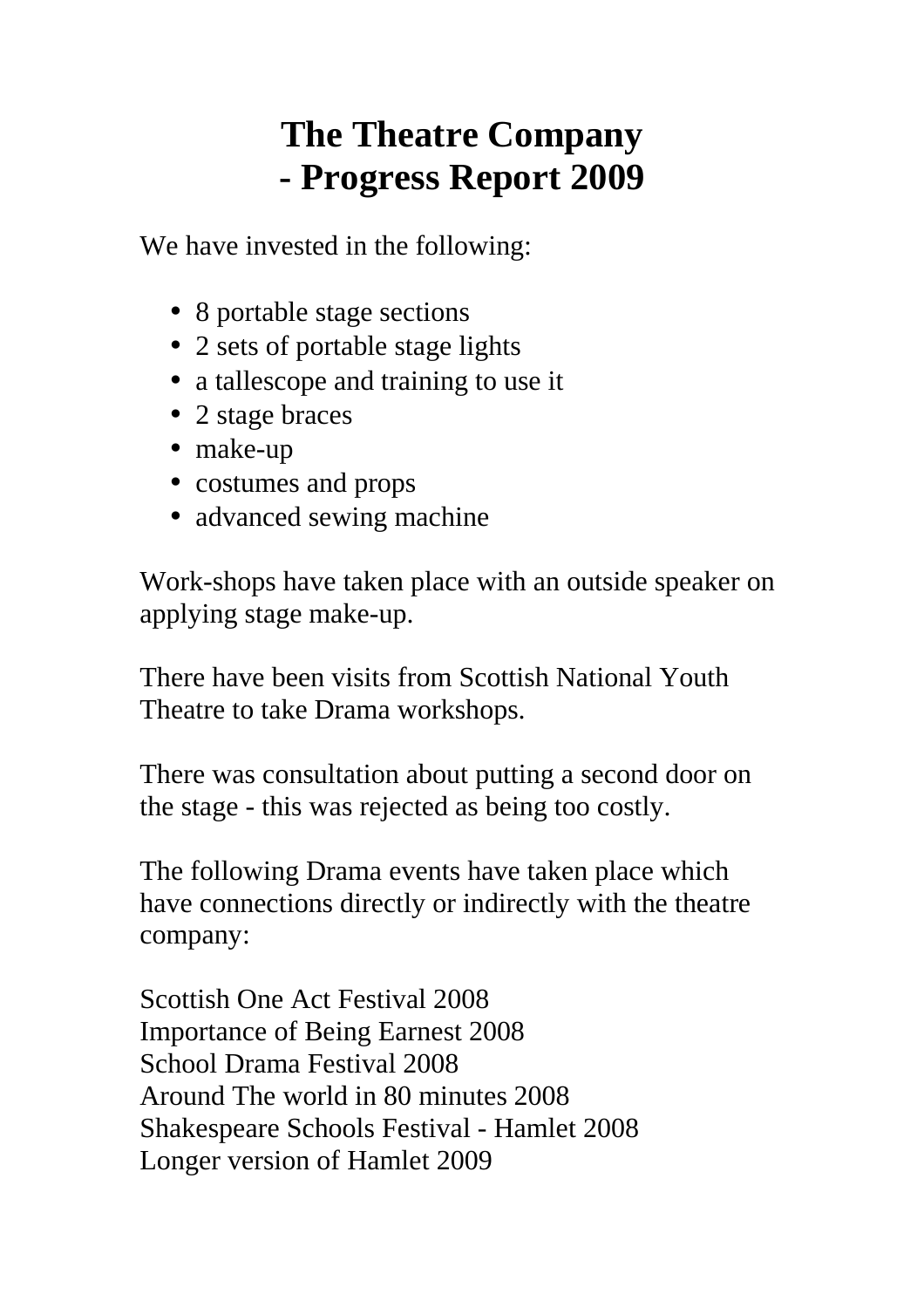# The Theatre Company
# - Progress Report 2009

We have invested in the following:

- 8 portable stage sections
- 2 sets of portable stage lights
- a tallescope and training to use it
- 2 stage braces
- make-up
- costumes and props
- advanced sewing machine

Work-shops have taken place with an outside speaker on applying stage make-up.

There have been visits from Scottish National Youth Theatre to take Drama workshops.

There was consultation about putting a second door on the stage - this was rejected as being too costly.

The following Drama events have taken place which have connections directly or indirectly with the theatre company:

Scottish One Act Festival 2008
Importance of Being Earnest 2008
School Drama Festival 2008
Around The world in 80 minutes 2008
Shakespeare Schools Festival - Hamlet 2008
Longer version of Hamlet 2009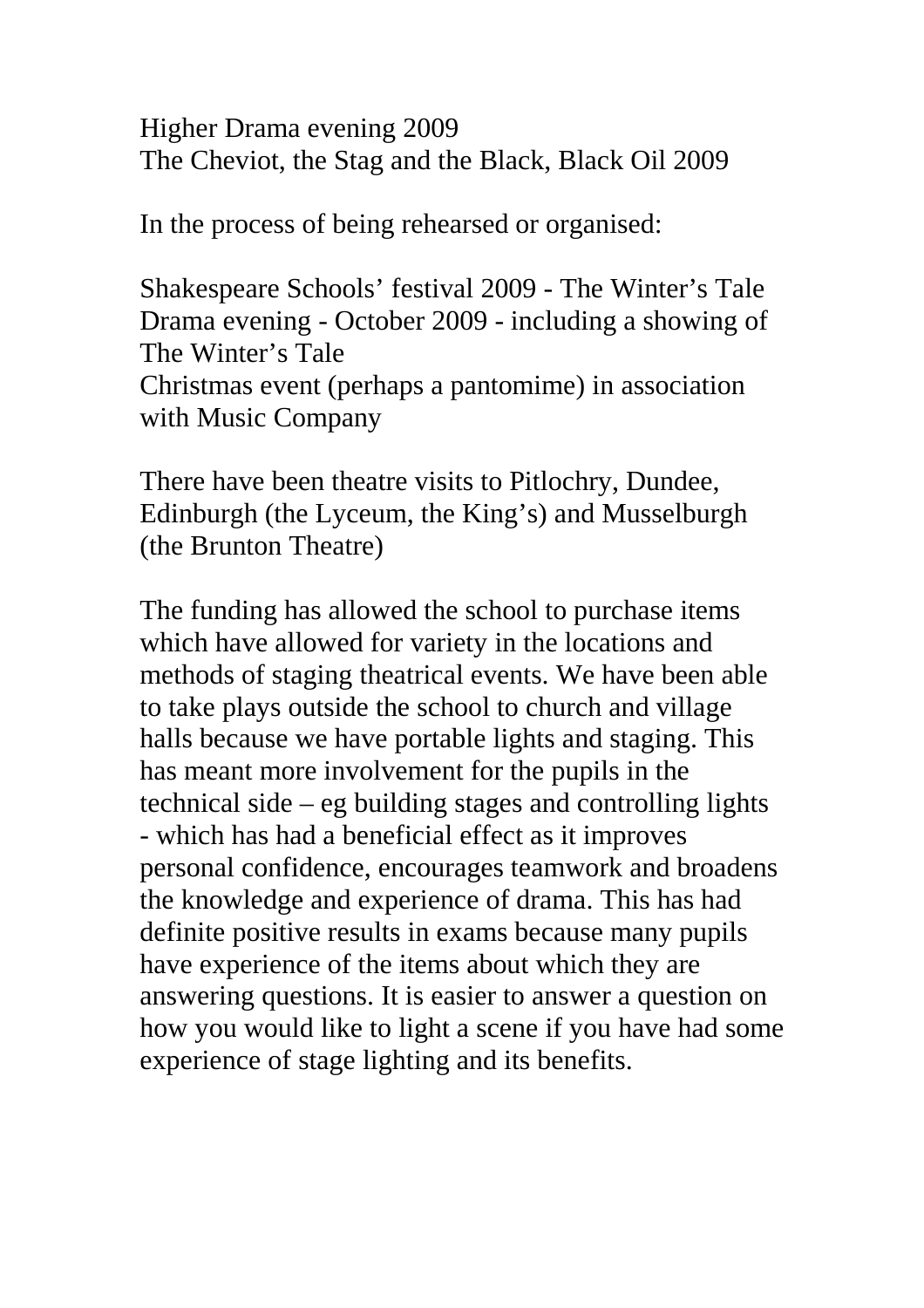Higher Drama evening 2009
The Cheviot, the Stag and the Black, Black Oil 2009

In the process of being rehearsed or organised:

Shakespeare Schools' festival 2009 - The Winter's Tale
Drama evening - October 2009 - including a showing of The Winter's Tale
Christmas event (perhaps a pantomime) in association with Music Company

There have been theatre visits to Pitlochry, Dundee, Edinburgh (the Lyceum, the King's) and Musselburgh (the Brunton Theatre)

The funding has allowed the school to purchase items which have allowed for variety in the locations and methods of staging theatrical events. We have been able to take plays outside the school to church and village halls because we have portable lights and staging. This has meant more involvement for the pupils in the technical side – eg building stages and controlling lights - which has had a beneficial effect as it improves personal confidence, encourages teamwork and broadens the knowledge and experience of drama. This has had definite positive results in exams because many pupils have experience of the items about which they are answering questions. It is easier to answer a question on how you would like to light a scene if you have had some experience of stage lighting and its benefits.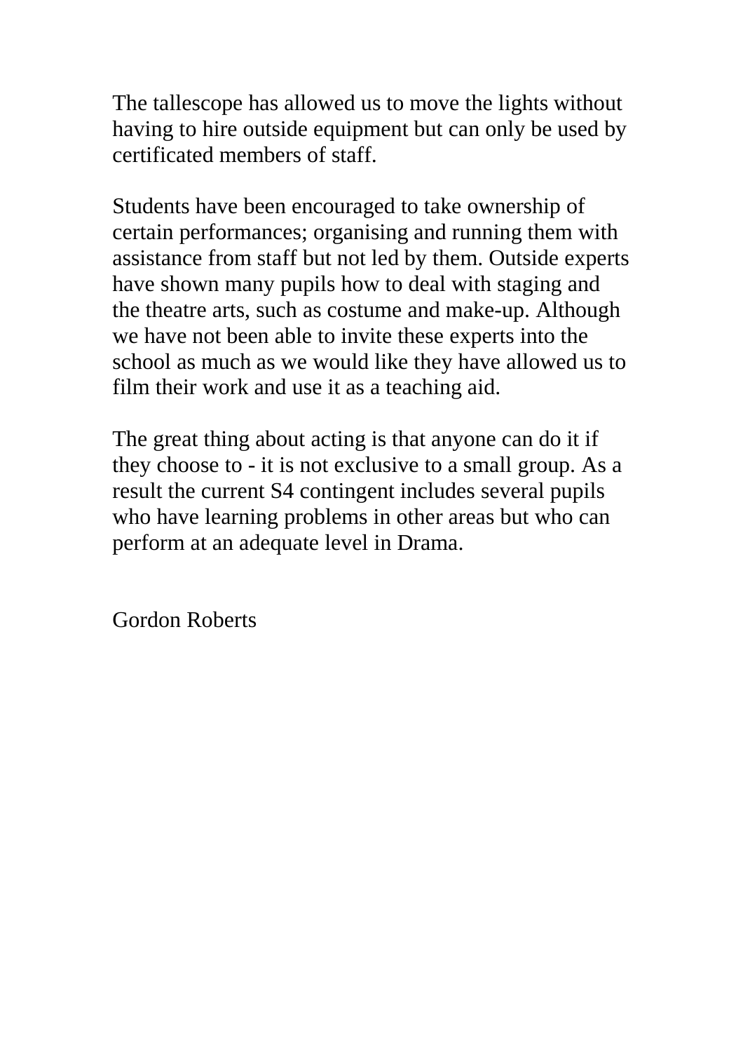The tallescope has allowed us to move the lights without having to hire outside equipment but can only be used by certificated members of staff.

Students have been encouraged to take ownership of certain performances; organising and running them with assistance from staff but not led by them. Outside experts have shown many pupils how to deal with staging and the theatre arts, such as costume and make-up. Although we have not been able to invite these experts into the school as much as we would like they have allowed us to film their work and use it as a teaching aid.

The great thing about acting is that anyone can do it if they choose to - it is not exclusive to a small group. As a result the current S4 contingent includes several pupils who have learning problems in other areas but who can perform at an adequate level in Drama.

Gordon Roberts